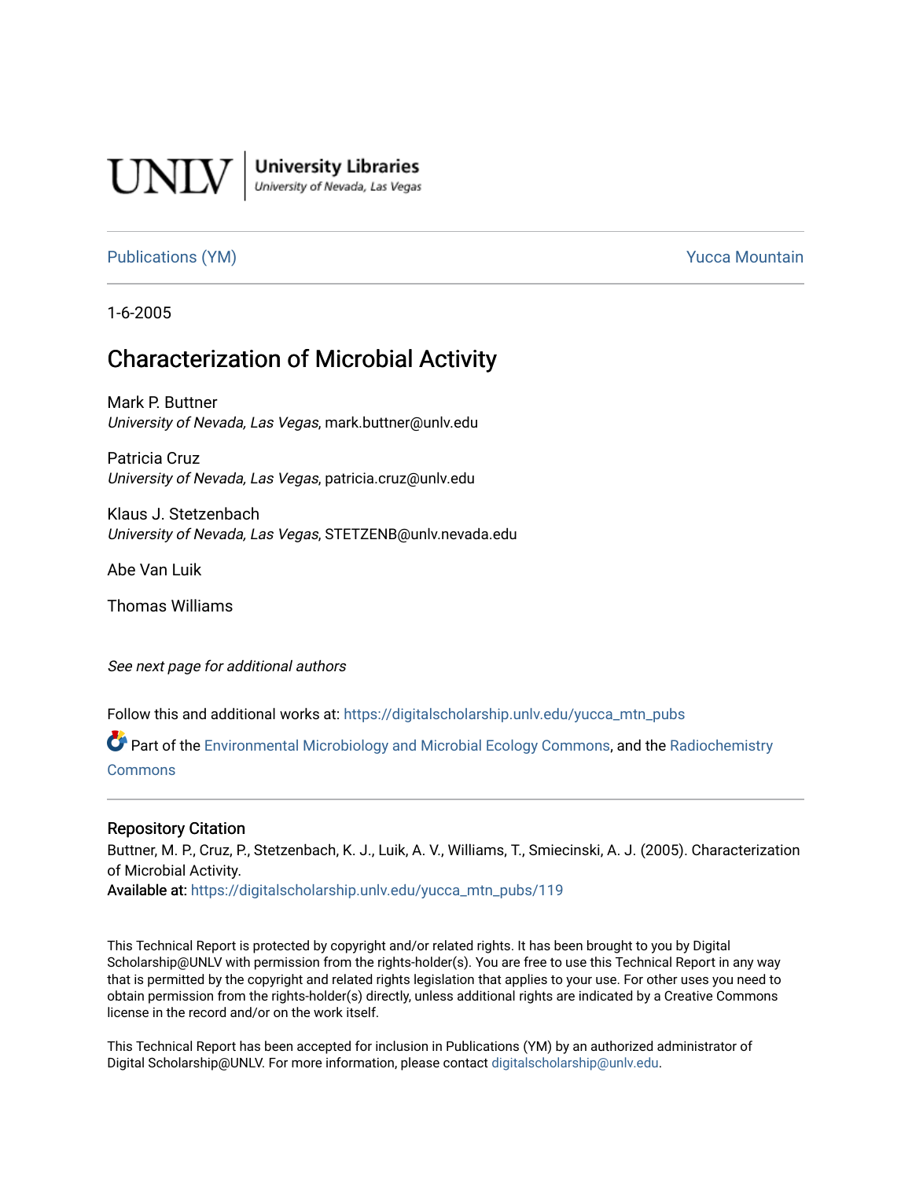UNLV | University Libraries
University of Nevada, Las Vegas

Publications (YM) Yucca Mountain

1-6-2005

# Characterization of Microbial Activity

Mark P. Buttner
*University of Nevada, Las Vegas*, mark.buttner@unlv.edu

Patricia Cruz
*University of Nevada, Las Vegas*, patricia.cruz@unlv.edu

Klaus J. Stetzenbach
*University of Nevada, Las Vegas*, STETZENB@unlv.nevada.edu

Abe Van Luik

Thomas Williams

*See next page for additional authors*

Follow this and additional works at: https://digitalscholarship.unlv.edu/yucca_mtn_pubs

Part of the Environmental Microbiology and Microbial Ecology Commons, and the Radiochemistry Commons

## Repository Citation

Buttner, M. P., Cruz, P., Stetzenbach, K. J., Luik, A. V., Williams, T., Smiecinski, A. J. (2005). Characterization of Microbial Activity.

Available at: https://digitalscholarship.unlv.edu/yucca_mtn_pubs/119

This Technical Report is protected by copyright and/or related rights. It has been brought to you by Digital Scholarship@UNLV with permission from the rights-holder(s). You are free to use this Technical Report in any way that is permitted by the copyright and related rights legislation that applies to your use. For other uses you need to obtain permission from the rights-holder(s) directly, unless additional rights are indicated by a Creative Commons license in the record and/or on the work itself.

This Technical Report has been accepted for inclusion in Publications (YM) by an authorized administrator of Digital Scholarship@UNLV. For more information, please contact digitalscholarship@unlv.edu.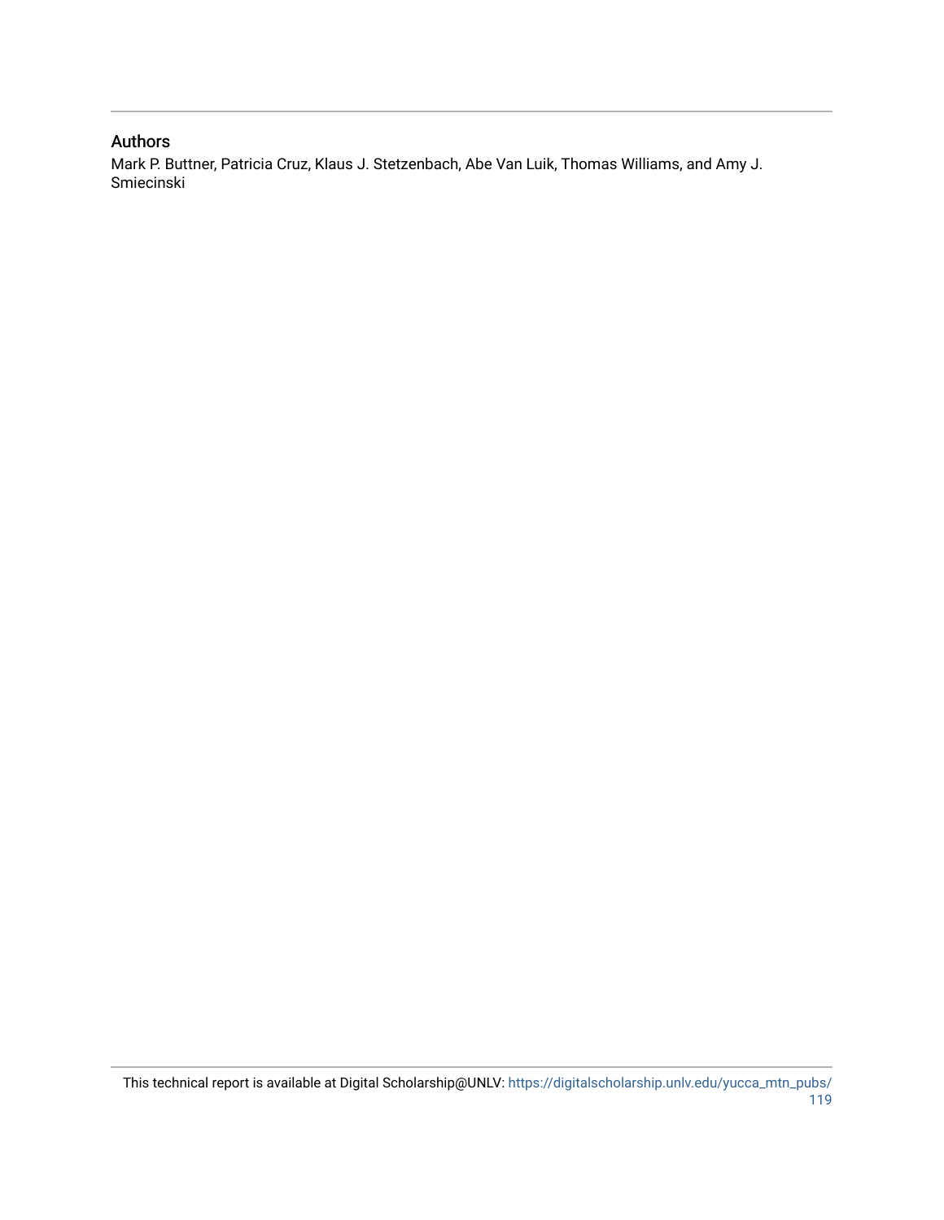## Authors

Mark P. Buttner, Patricia Cruz, Klaus J. Stetzenbach, Abe Van Luik, Thomas Williams, and Amy J. Smiecinski

This technical report is available at Digital Scholarship@UNLV: https://digitalscholarship.unlv.edu/yucca_mtn_pubs/119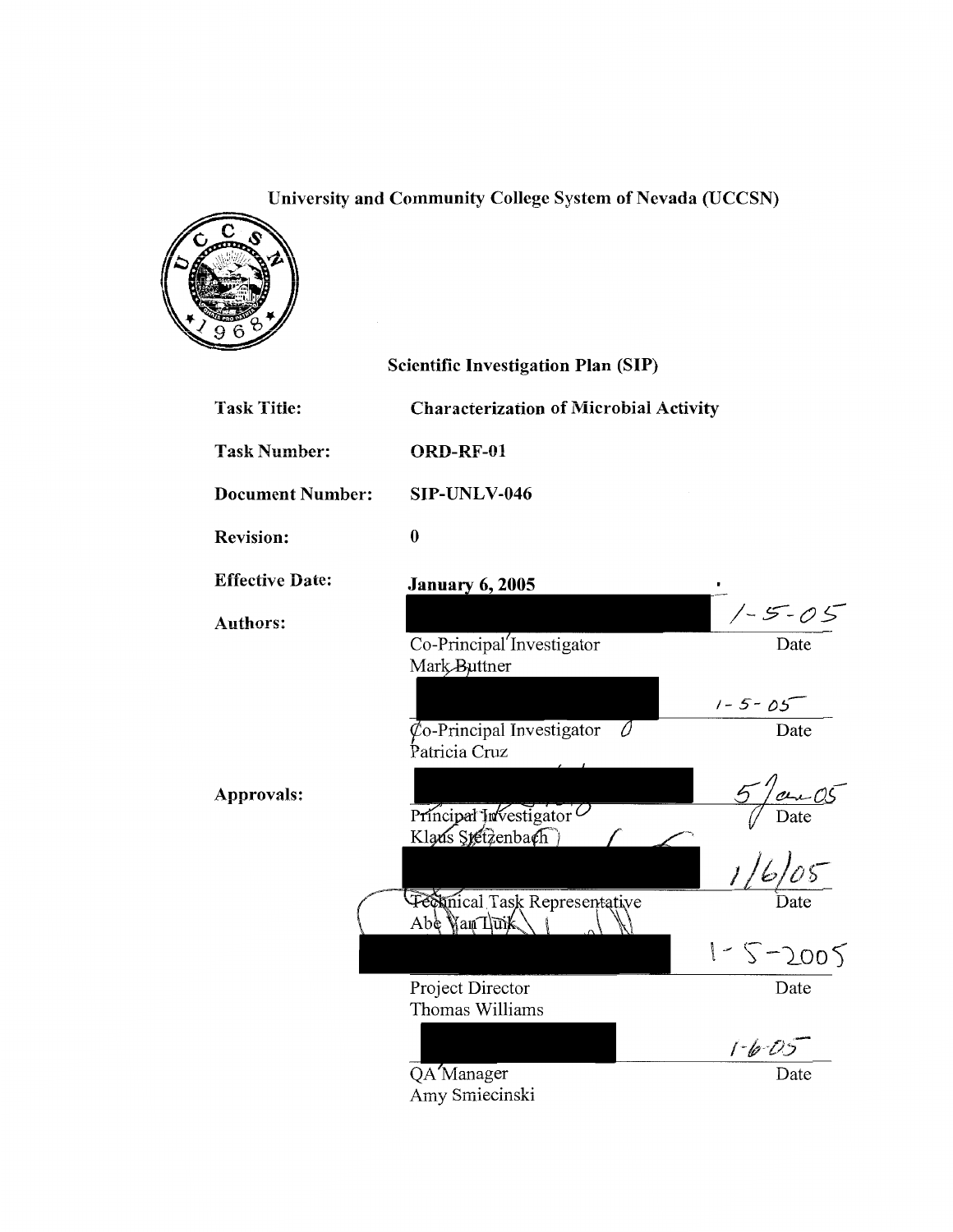# University and Community College System of Nevada (UCCSN)

## Scientific Investigation Plan (SIP)

| | |
|---|---|
| **Task Title:** | **Characterization of Microbial Activity** |
| **Task Number:** | **ORD-RF-01** |
| **Document Number:** | **SIP-UNLV-046** |
| **Revision:** | **0** |
| **Effective Date:** | **January 6, 2005** |

**Authors:**

| | |
|---|---|
| Co-Principal Investigator<br>Mark Buttner | 1-5-05<br>Date |
| Co-Principal Investigator<br>Patricia Cruz | 1-5-05<br>Date |

**Approvals:**

| | |
|---|---|
| Principal Investigator<br>Klaus Stetzenbach | 5 Jan 05<br>Date |
| Technical Task Representative<br>Abe Van Luik | 1/6/05<br>Date |
| Project Director<br>Thomas Williams | 1-5-2005<br>Date |
| QA Manager<br>Amy Smiecinski | 1-6-05<br>Date |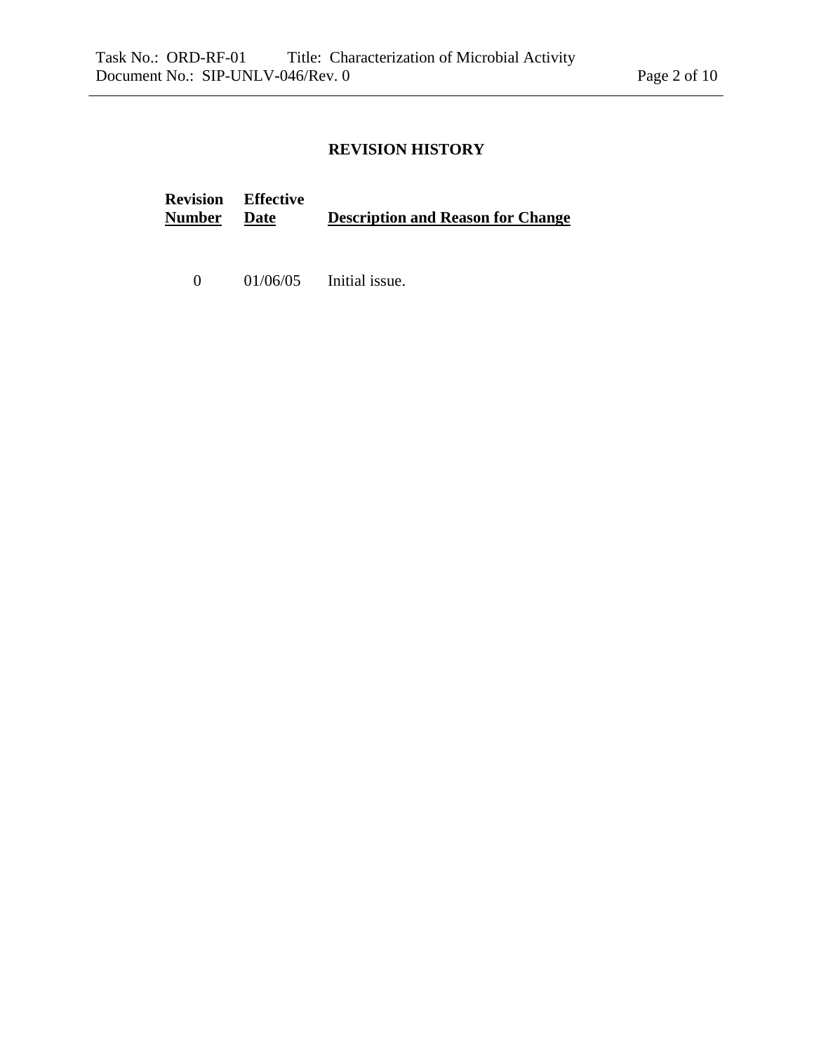## REVISION HISTORY

| Revision Number | Effective Date | Description and Reason for Change |
|---|---|---|
| 0 | 01/06/05 | Initial issue. |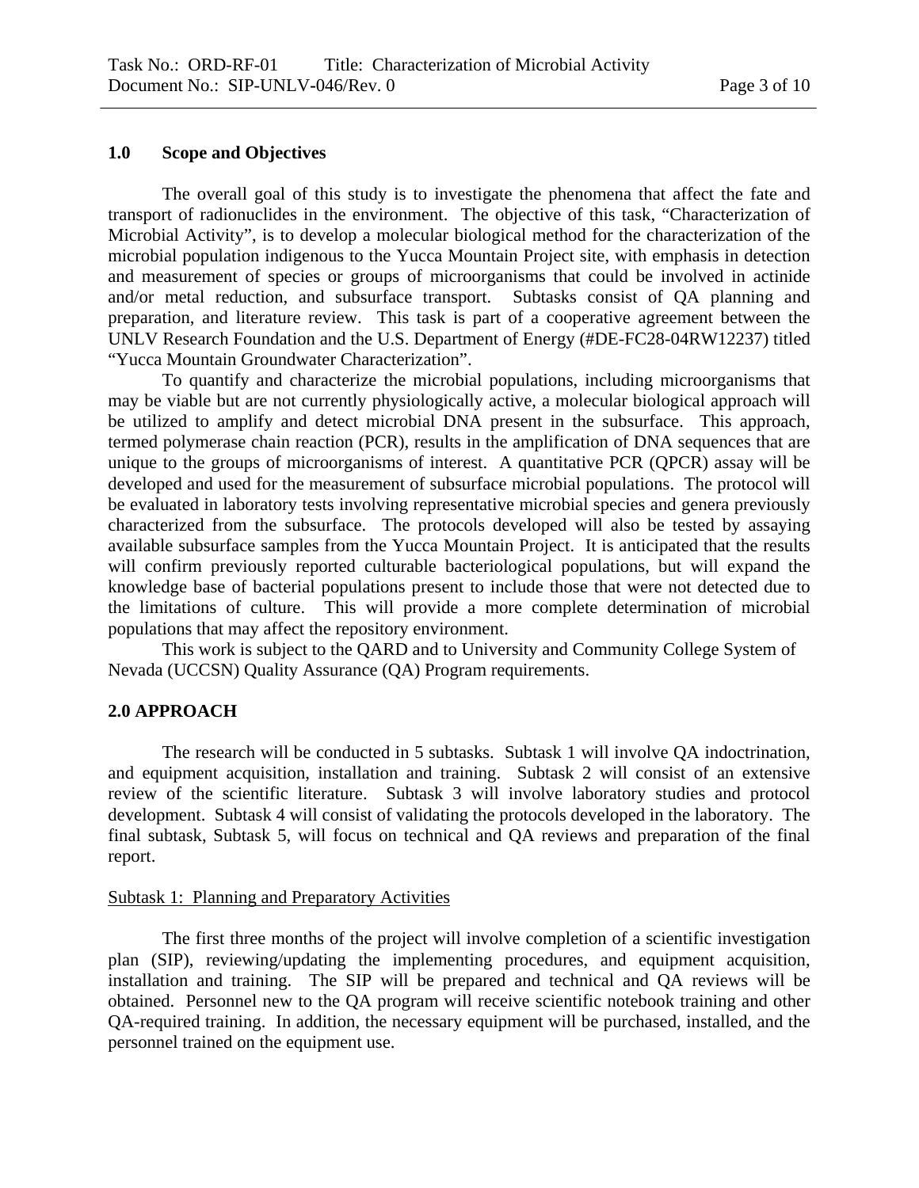## 1.0 Scope and Objectives

The overall goal of this study is to investigate the phenomena that affect the fate and transport of radionuclides in the environment. The objective of this task, "Characterization of Microbial Activity", is to develop a molecular biological method for the characterization of the microbial population indigenous to the Yucca Mountain Project site, with emphasis in detection and measurement of species or groups of microorganisms that could be involved in actinide and/or metal reduction, and subsurface transport. Subtasks consist of QA planning and preparation, and literature review. This task is part of a cooperative agreement between the UNLV Research Foundation and the U.S. Department of Energy (#DE-FC28-04RW12237) titled "Yucca Mountain Groundwater Characterization".

To quantify and characterize the microbial populations, including microorganisms that may be viable but are not currently physiologically active, a molecular biological approach will be utilized to amplify and detect microbial DNA present in the subsurface. This approach, termed polymerase chain reaction (PCR), results in the amplification of DNA sequences that are unique to the groups of microorganisms of interest. A quantitative PCR (QPCR) assay will be developed and used for the measurement of subsurface microbial populations. The protocol will be evaluated in laboratory tests involving representative microbial species and genera previously characterized from the subsurface. The protocols developed will also be tested by assaying available subsurface samples from the Yucca Mountain Project. It is anticipated that the results will confirm previously reported culturable bacteriological populations, but will expand the knowledge base of bacterial populations present to include those that were not detected due to the limitations of culture. This will provide a more complete determination of microbial populations that may affect the repository environment.

This work is subject to the QARD and to University and Community College System of Nevada (UCCSN) Quality Assurance (QA) Program requirements.

## 2.0 APPROACH

The research will be conducted in 5 subtasks. Subtask 1 will involve QA indoctrination, and equipment acquisition, installation and training. Subtask 2 will consist of an extensive review of the scientific literature. Subtask 3 will involve laboratory studies and protocol development. Subtask 4 will consist of validating the protocols developed in the laboratory. The final subtask, Subtask 5, will focus on technical and QA reviews and preparation of the final report.

### Subtask 1: Planning and Preparatory Activities

The first three months of the project will involve completion of a scientific investigation plan (SIP), reviewing/updating the implementing procedures, and equipment acquisition, installation and training. The SIP will be prepared and technical and QA reviews will be obtained. Personnel new to the QA program will receive scientific notebook training and other QA-required training. In addition, the necessary equipment will be purchased, installed, and the personnel trained on the equipment use.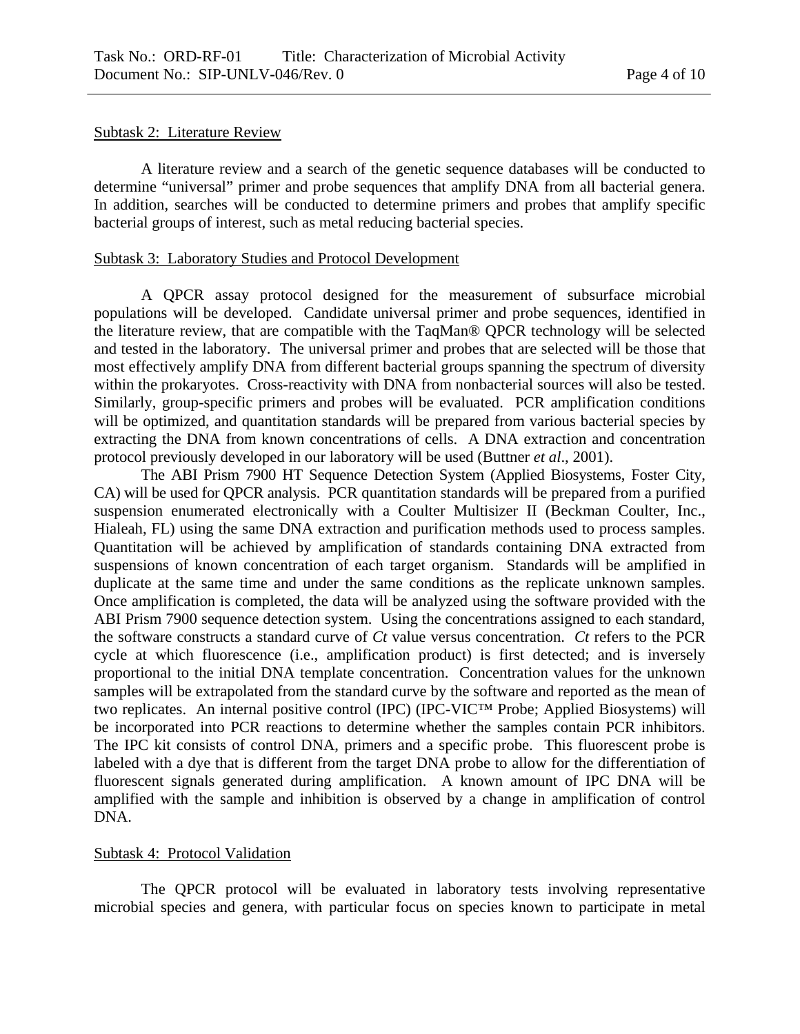Subtask 2: Literature Review

A literature review and a search of the genetic sequence databases will be conducted to determine "universal" primer and probe sequences that amplify DNA from all bacterial genera. In addition, searches will be conducted to determine primers and probes that amplify specific bacterial groups of interest, such as metal reducing bacterial species.

Subtask 3: Laboratory Studies and Protocol Development

A QPCR assay protocol designed for the measurement of subsurface microbial populations will be developed. Candidate universal primer and probe sequences, identified in the literature review, that are compatible with the TaqMan® QPCR technology will be selected and tested in the laboratory. The universal primer and probes that are selected will be those that most effectively amplify DNA from different bacterial groups spanning the spectrum of diversity within the prokaryotes. Cross-reactivity with DNA from nonbacterial sources will also be tested. Similarly, group-specific primers and probes will be evaluated. PCR amplification conditions will be optimized, and quantitation standards will be prepared from various bacterial species by extracting the DNA from known concentrations of cells. A DNA extraction and concentration protocol previously developed in our laboratory will be used (Buttner *et al*., 2001).

The ABI Prism 7900 HT Sequence Detection System (Applied Biosystems, Foster City, CA) will be used for QPCR analysis. PCR quantitation standards will be prepared from a purified suspension enumerated electronically with a Coulter Multisizer II (Beckman Coulter, Inc., Hialeah, FL) using the same DNA extraction and purification methods used to process samples. Quantitation will be achieved by amplification of standards containing DNA extracted from suspensions of known concentration of each target organism. Standards will be amplified in duplicate at the same time and under the same conditions as the replicate unknown samples. Once amplification is completed, the data will be analyzed using the software provided with the ABI Prism 7900 sequence detection system. Using the concentrations assigned to each standard, the software constructs a standard curve of *Ct* value versus concentration. *Ct* refers to the PCR cycle at which fluorescence (i.e., amplification product) is first detected; and is inversely proportional to the initial DNA template concentration. Concentration values for the unknown samples will be extrapolated from the standard curve by the software and reported as the mean of two replicates. An internal positive control (IPC) (IPC-VIC™ Probe; Applied Biosystems) will be incorporated into PCR reactions to determine whether the samples contain PCR inhibitors. The IPC kit consists of control DNA, primers and a specific probe. This fluorescent probe is labeled with a dye that is different from the target DNA probe to allow for the differentiation of fluorescent signals generated during amplification. A known amount of IPC DNA will be amplified with the sample and inhibition is observed by a change in amplification of control DNA.

Subtask 4: Protocol Validation

The QPCR protocol will be evaluated in laboratory tests involving representative microbial species and genera, with particular focus on species known to participate in metal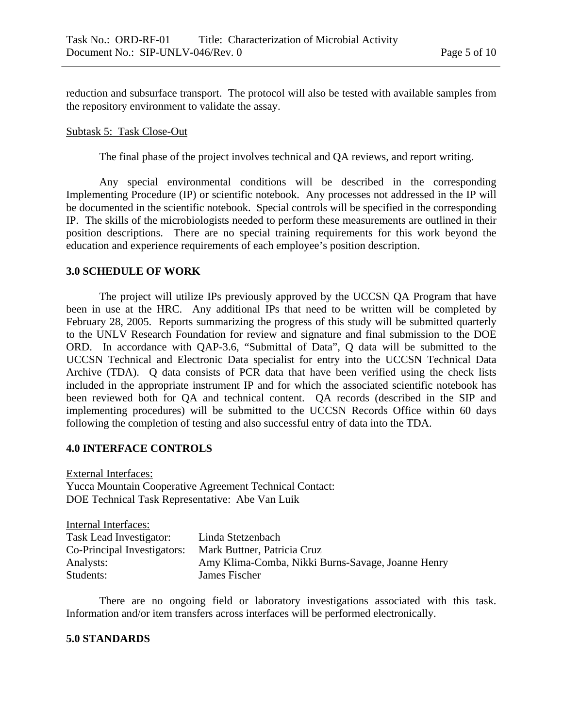reduction and subsurface transport. The protocol will also be tested with available samples from the repository environment to validate the assay.

Subtask 5: Task Close-Out

The final phase of the project involves technical and QA reviews, and report writing.

Any special environmental conditions will be described in the corresponding Implementing Procedure (IP) or scientific notebook. Any processes not addressed in the IP will be documented in the scientific notebook. Special controls will be specified in the corresponding IP. The skills of the microbiologists needed to perform these measurements are outlined in their position descriptions. There are no special training requirements for this work beyond the education and experience requirements of each employee's position description.

## 3.0 SCHEDULE OF WORK

The project will utilize IPs previously approved by the UCCSN QA Program that have been in use at the HRC. Any additional IPs that need to be written will be completed by February 28, 2005. Reports summarizing the progress of this study will be submitted quarterly to the UNLV Research Foundation for review and signature and final submission to the DOE ORD. In accordance with QAP-3.6, "Submittal of Data", Q data will be submitted to the UCCSN Technical and Electronic Data specialist for entry into the UCCSN Technical Data Archive (TDA). Q data consists of PCR data that have been verified using the check lists included in the appropriate instrument IP and for which the associated scientific notebook has been reviewed both for QA and technical content. QA records (described in the SIP and implementing procedures) will be submitted to the UCCSN Records Office within 60 days following the completion of testing and also successful entry of data into the TDA.

## 4.0 INTERFACE CONTROLS

External Interfaces:
Yucca Mountain Cooperative Agreement Technical Contact:
DOE Technical Task Representative: Abe Van Luik

Internal Interfaces:

| | |
|---|---|
| Task Lead Investigator: | Linda Stetzenbach |
| Co-Principal Investigators: | Mark Buttner, Patricia Cruz |
| Analysts: | Amy Klima-Comba, Nikki Burns-Savage, Joanne Henry |
| Students: | James Fischer |

There are no ongoing field or laboratory investigations associated with this task. Information and/or item transfers across interfaces will be performed electronically.

## 5.0 STANDARDS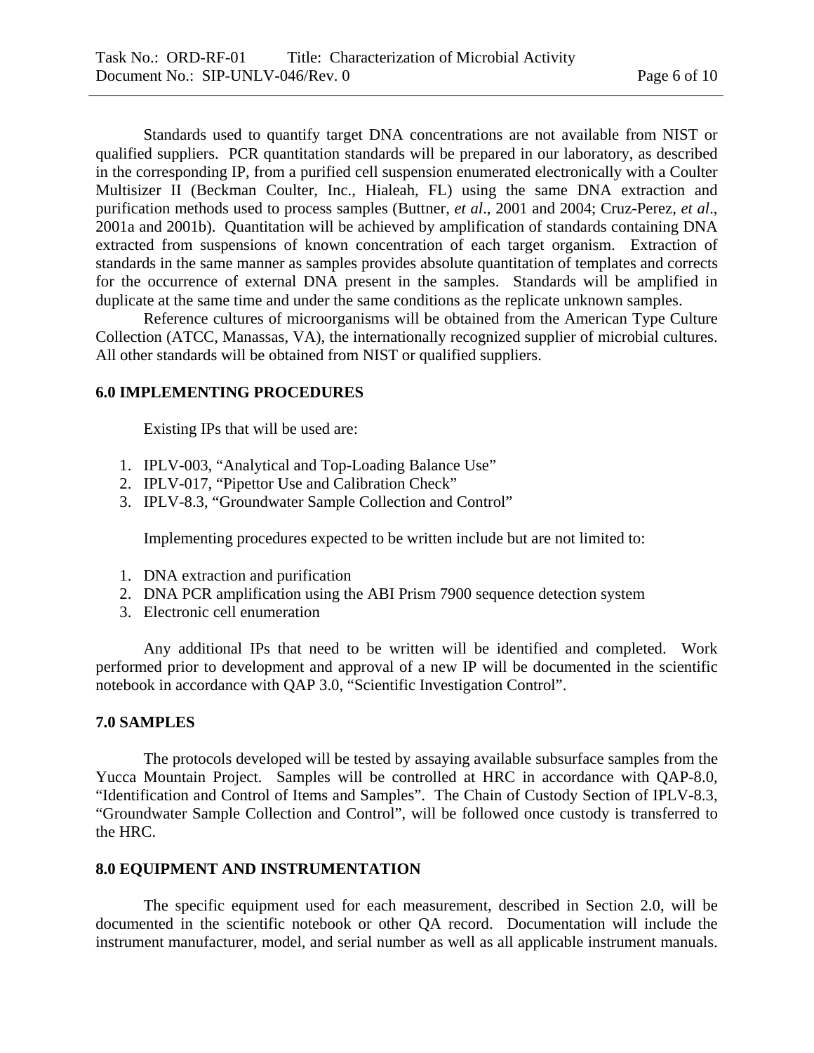Standards used to quantify target DNA concentrations are not available from NIST or qualified suppliers. PCR quantitation standards will be prepared in our laboratory, as described in the corresponding IP, from a purified cell suspension enumerated electronically with a Coulter Multisizer II (Beckman Coulter, Inc., Hialeah, FL) using the same DNA extraction and purification methods used to process samples (Buttner, *et al*., 2001 and 2004; Cruz-Perez, *et al*., 2001a and 2001b). Quantitation will be achieved by amplification of standards containing DNA extracted from suspensions of known concentration of each target organism. Extraction of standards in the same manner as samples provides absolute quantitation of templates and corrects for the occurrence of external DNA present in the samples. Standards will be amplified in duplicate at the same time and under the same conditions as the replicate unknown samples.

Reference cultures of microorganisms will be obtained from the American Type Culture Collection (ATCC, Manassas, VA), the internationally recognized supplier of microbial cultures. All other standards will be obtained from NIST or qualified suppliers.

## 6.0 IMPLEMENTING PROCEDURES

Existing IPs that will be used are:

1. IPLV-003, "Analytical and Top-Loading Balance Use"
2. IPLV-017, "Pipettor Use and Calibration Check"
3. IPLV-8.3, "Groundwater Sample Collection and Control"

Implementing procedures expected to be written include but are not limited to:

1. DNA extraction and purification
2. DNA PCR amplification using the ABI Prism 7900 sequence detection system
3. Electronic cell enumeration

Any additional IPs that need to be written will be identified and completed. Work performed prior to development and approval of a new IP will be documented in the scientific notebook in accordance with QAP 3.0, "Scientific Investigation Control".

## 7.0 SAMPLES

The protocols developed will be tested by assaying available subsurface samples from the Yucca Mountain Project. Samples will be controlled at HRC in accordance with QAP-8.0, "Identification and Control of Items and Samples". The Chain of Custody Section of IPLV-8.3, "Groundwater Sample Collection and Control", will be followed once custody is transferred to the HRC.

## 8.0 EQUIPMENT AND INSTRUMENTATION

The specific equipment used for each measurement, described in Section 2.0, will be documented in the scientific notebook or other QA record. Documentation will include the instrument manufacturer, model, and serial number as well as all applicable instrument manuals.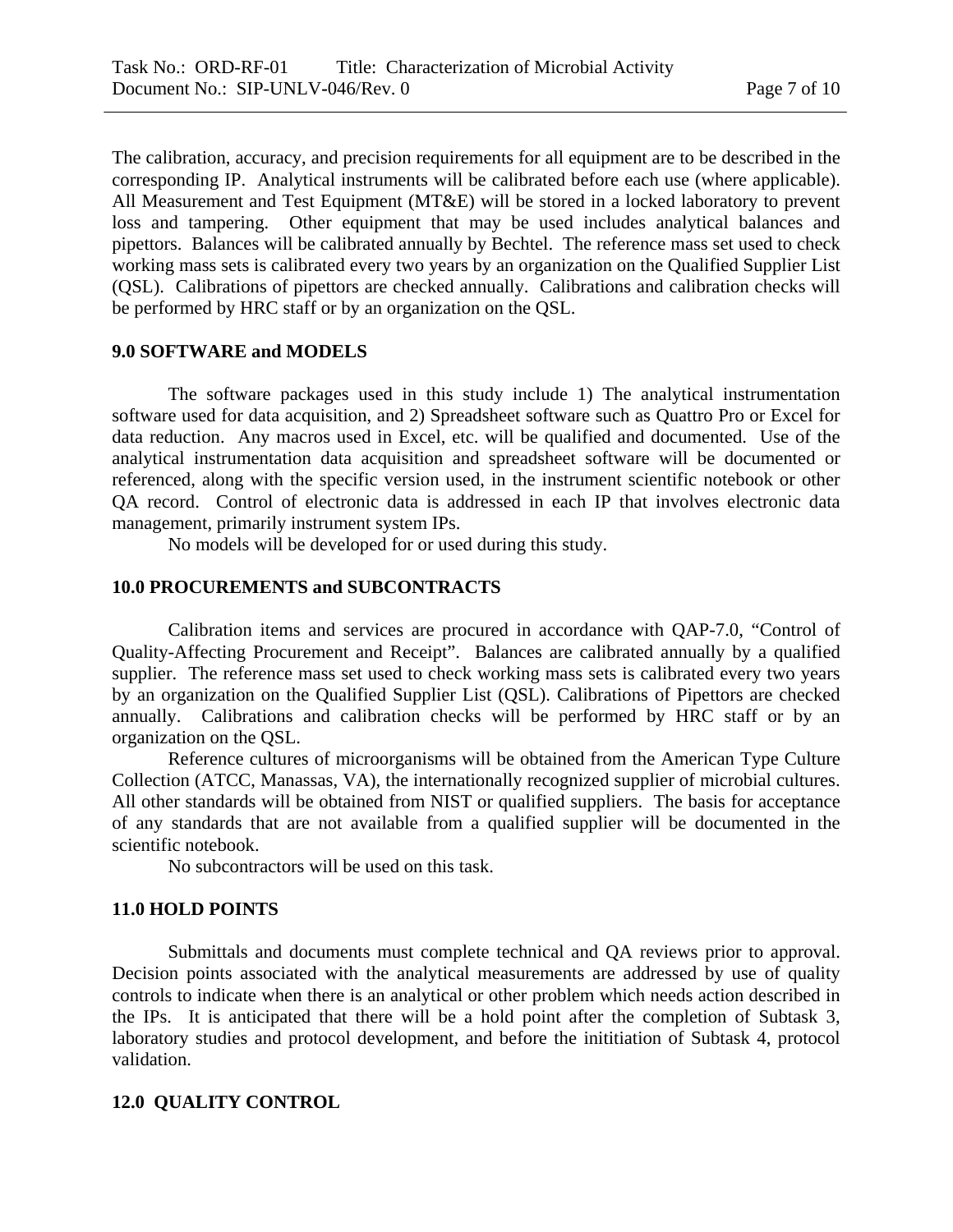The calibration, accuracy, and precision requirements for all equipment are to be described in the corresponding IP. Analytical instruments will be calibrated before each use (where applicable). All Measurement and Test Equipment (MT&E) will be stored in a locked laboratory to prevent loss and tampering. Other equipment that may be used includes analytical balances and pipettors. Balances will be calibrated annually by Bechtel. The reference mass set used to check working mass sets is calibrated every two years by an organization on the Qualified Supplier List (QSL). Calibrations of pipettors are checked annually. Calibrations and calibration checks will be performed by HRC staff or by an organization on the QSL.

## 9.0 SOFTWARE and MODELS

The software packages used in this study include 1) The analytical instrumentation software used for data acquisition, and 2) Spreadsheet software such as Quattro Pro or Excel for data reduction. Any macros used in Excel, etc. will be qualified and documented. Use of the analytical instrumentation data acquisition and spreadsheet software will be documented or referenced, along with the specific version used, in the instrument scientific notebook or other QA record. Control of electronic data is addressed in each IP that involves electronic data management, primarily instrument system IPs.

No models will be developed for or used during this study.

## 10.0 PROCUREMENTS and SUBCONTRACTS

Calibration items and services are procured in accordance with QAP-7.0, "Control of Quality-Affecting Procurement and Receipt". Balances are calibrated annually by a qualified supplier. The reference mass set used to check working mass sets is calibrated every two years by an organization on the Qualified Supplier List (QSL). Calibrations of Pipettors are checked annually. Calibrations and calibration checks will be performed by HRC staff or by an organization on the QSL.

Reference cultures of microorganisms will be obtained from the American Type Culture Collection (ATCC, Manassas, VA), the internationally recognized supplier of microbial cultures. All other standards will be obtained from NIST or qualified suppliers. The basis for acceptance of any standards that are not available from a qualified supplier will be documented in the scientific notebook.

No subcontractors will be used on this task.

## 11.0 HOLD POINTS

Submittals and documents must complete technical and QA reviews prior to approval. Decision points associated with the analytical measurements are addressed by use of quality controls to indicate when there is an analytical or other problem which needs action described in the IPs. It is anticipated that there will be a hold point after the completion of Subtask 3, laboratory studies and protocol development, and before the inititiation of Subtask 4, protocol validation.

## 12.0 QUALITY CONTROL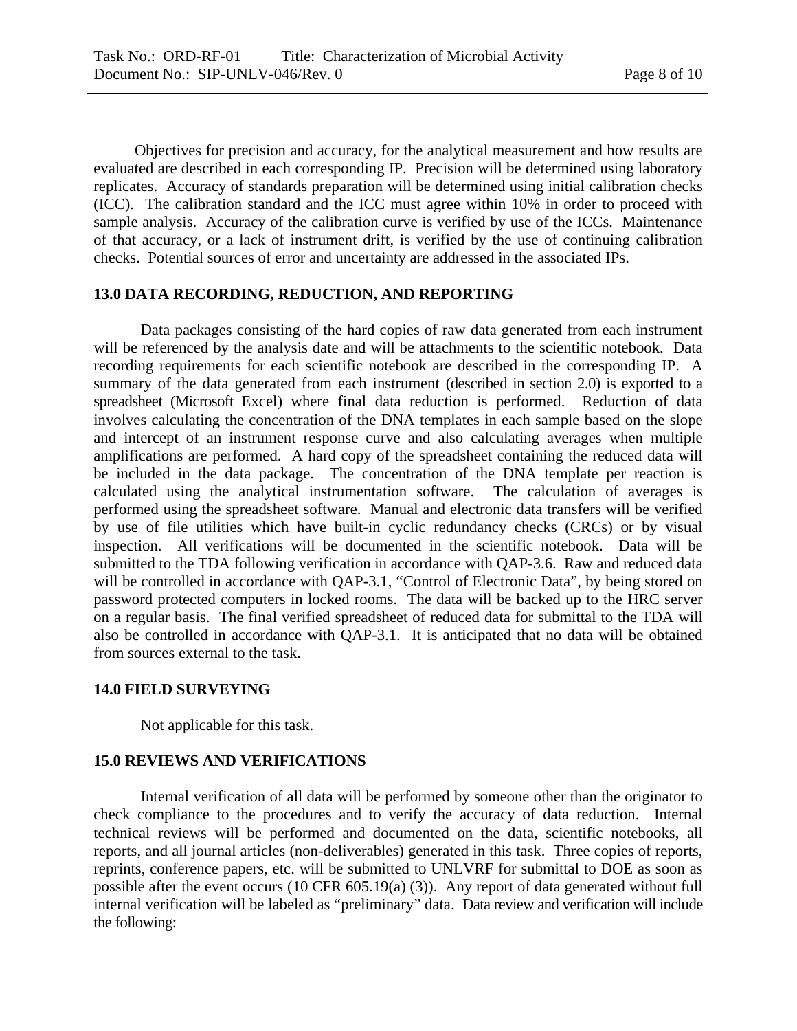Objectives for precision and accuracy, for the analytical measurement and how results are evaluated are described in each corresponding IP. Precision will be determined using laboratory replicates. Accuracy of standards preparation will be determined using initial calibration checks (ICC). The calibration standard and the ICC must agree within 10% in order to proceed with sample analysis. Accuracy of the calibration curve is verified by use of the ICCs. Maintenance of that accuracy, or a lack of instrument drift, is verified by the use of continuing calibration checks. Potential sources of error and uncertainty are addressed in the associated IPs.

## 13.0 DATA RECORDING, REDUCTION, AND REPORTING

Data packages consisting of the hard copies of raw data generated from each instrument will be referenced by the analysis date and will be attachments to the scientific notebook. Data recording requirements for each scientific notebook are described in the corresponding IP. A summary of the data generated from each instrument (described in section 2.0) is exported to a spreadsheet (Microsoft Excel) where final data reduction is performed. Reduction of data involves calculating the concentration of the DNA templates in each sample based on the slope and intercept of an instrument response curve and also calculating averages when multiple amplifications are performed. A hard copy of the spreadsheet containing the reduced data will be included in the data package. The concentration of the DNA template per reaction is calculated using the analytical instrumentation software. The calculation of averages is performed using the spreadsheet software. Manual and electronic data transfers will be verified by use of file utilities which have built-in cyclic redundancy checks (CRCs) or by visual inspection. All verifications will be documented in the scientific notebook. Data will be submitted to the TDA following verification in accordance with QAP-3.6. Raw and reduced data will be controlled in accordance with QAP-3.1, "Control of Electronic Data", by being stored on password protected computers in locked rooms. The data will be backed up to the HRC server on a regular basis. The final verified spreadsheet of reduced data for submittal to the TDA will also be controlled in accordance with QAP-3.1. It is anticipated that no data will be obtained from sources external to the task.

## 14.0 FIELD SURVEYING

Not applicable for this task.

## 15.0 REVIEWS AND VERIFICATIONS

Internal verification of all data will be performed by someone other than the originator to check compliance to the procedures and to verify the accuracy of data reduction. Internal technical reviews will be performed and documented on the data, scientific notebooks, all reports, and all journal articles (non-deliverables) generated in this task. Three copies of reports, reprints, conference papers, etc. will be submitted to UNLVRF for submittal to DOE as soon as possible after the event occurs (10 CFR 605.19(a) (3)). Any report of data generated without full internal verification will be labeled as "preliminary" data. Data review and verification will include the following: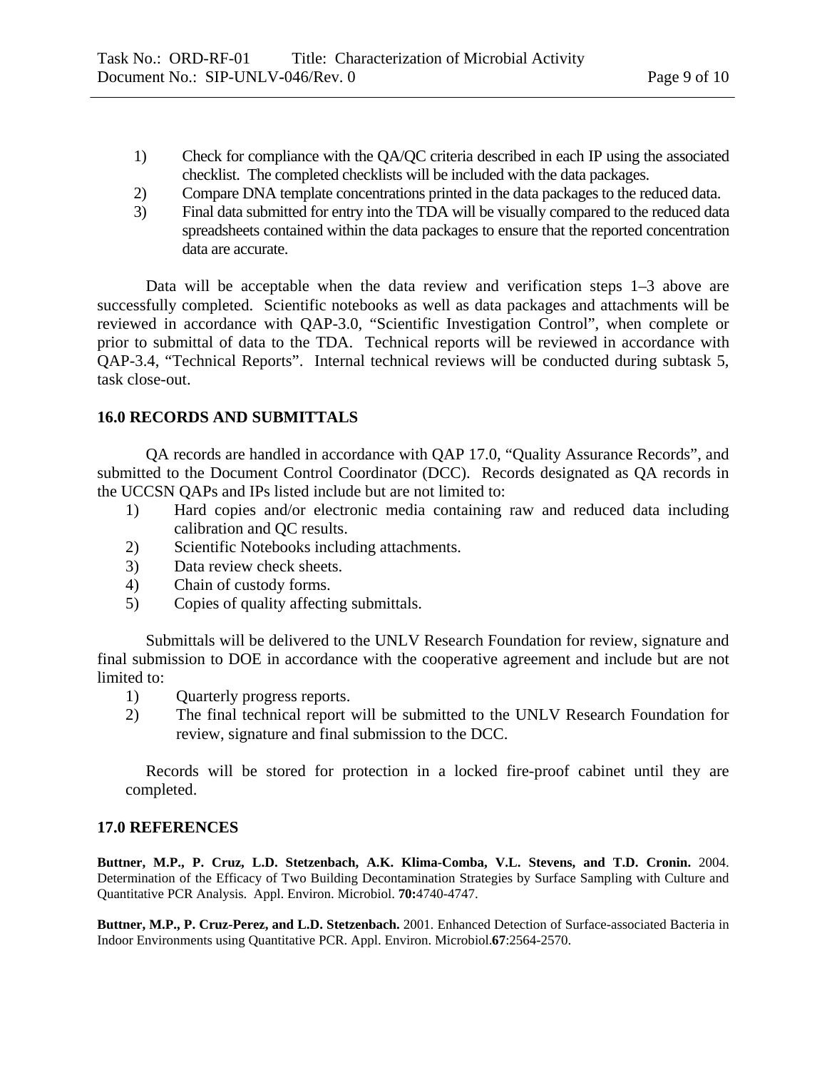1) Check for compliance with the QA/QC criteria described in each IP using the associated checklist. The completed checklists will be included with the data packages.
2) Compare DNA template concentrations printed in the data packages to the reduced data.
3) Final data submitted for entry into the TDA will be visually compared to the reduced data spreadsheets contained within the data packages to ensure that the reported concentration data are accurate.

Data will be acceptable when the data review and verification steps 1–3 above are successfully completed. Scientific notebooks as well as data packages and attachments will be reviewed in accordance with QAP-3.0, "Scientific Investigation Control", when complete or prior to submittal of data to the TDA. Technical reports will be reviewed in accordance with QAP-3.4, "Technical Reports". Internal technical reviews will be conducted during subtask 5, task close-out.

## 16.0 RECORDS AND SUBMITTALS

QA records are handled in accordance with QAP 17.0, "Quality Assurance Records", and submitted to the Document Control Coordinator (DCC). Records designated as QA records in the UCCSN QAPs and IPs listed include but are not limited to:

1) Hard copies and/or electronic media containing raw and reduced data including calibration and QC results.
2) Scientific Notebooks including attachments.
3) Data review check sheets.
4) Chain of custody forms.
5) Copies of quality affecting submittals.

Submittals will be delivered to the UNLV Research Foundation for review, signature and final submission to DOE in accordance with the cooperative agreement and include but are not limited to:

1) Quarterly progress reports.
2) The final technical report will be submitted to the UNLV Research Foundation for review, signature and final submission to the DCC.

Records will be stored for protection in a locked fire-proof cabinet until they are completed.

## 17.0 REFERENCES

**Buttner, M.P., P. Cruz, L.D. Stetzenbach, A.K. Klima-Comba, V.L. Stevens, and T.D. Cronin.** 2004. Determination of the Efficacy of Two Building Decontamination Strategies by Surface Sampling with Culture and Quantitative PCR Analysis. Appl. Environ. Microbiol. **70:**4740-4747.

**Buttner, M.P., P. Cruz-Perez, and L.D. Stetzenbach.** 2001. Enhanced Detection of Surface-associated Bacteria in Indoor Environments using Quantitative PCR. Appl. Environ. Microbiol.**67**:2564-2570.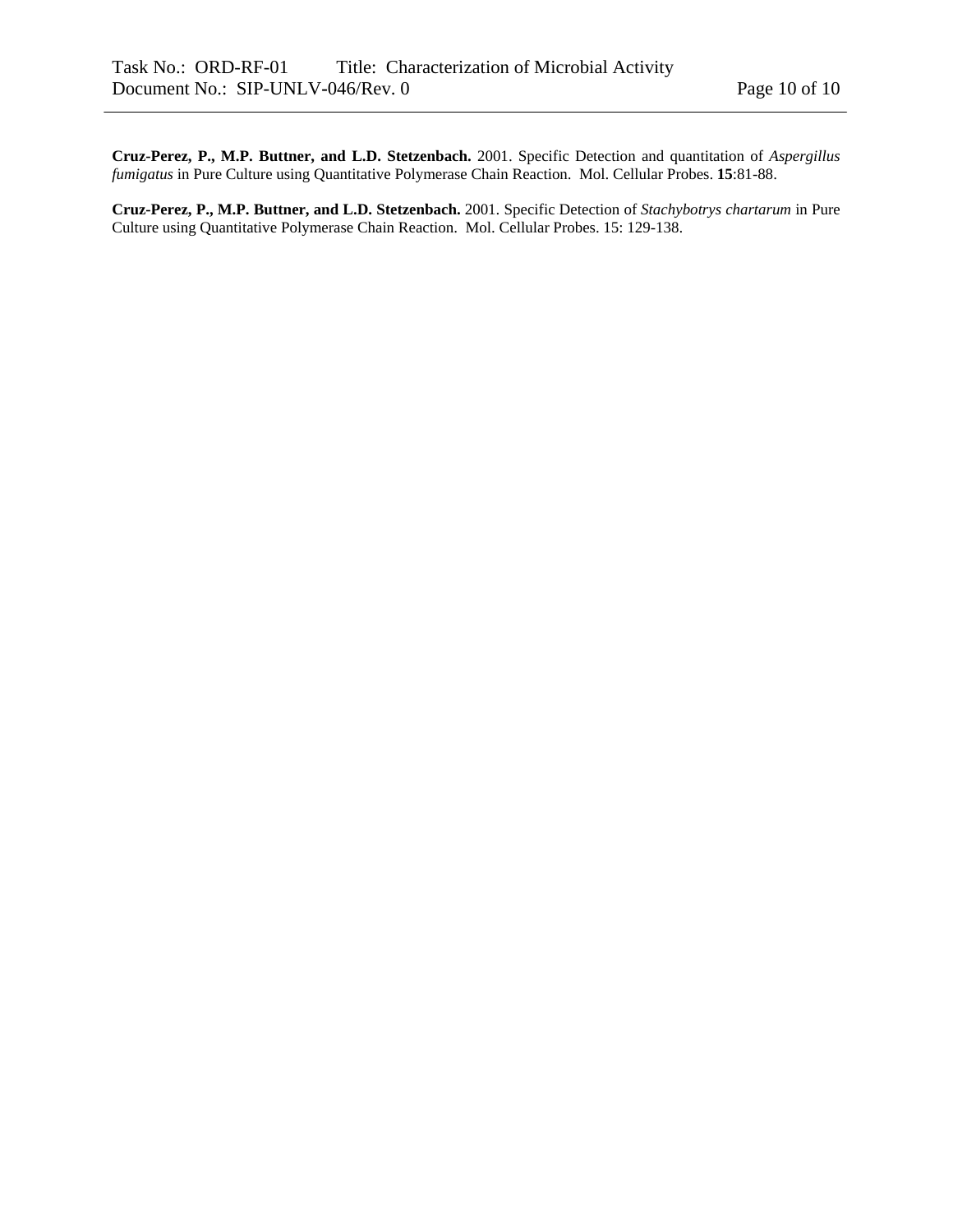**Cruz-Perez, P., M.P. Buttner, and L.D. Stetzenbach.** 2001. Specific Detection and quantitation of *Aspergillus fumigatus* in Pure Culture using Quantitative Polymerase Chain Reaction. Mol. Cellular Probes. **15**:81-88.

**Cruz-Perez, P., M.P. Buttner, and L.D. Stetzenbach.** 2001. Specific Detection of *Stachybotrys chartarum* in Pure Culture using Quantitative Polymerase Chain Reaction. Mol. Cellular Probes. 15: 129-138.